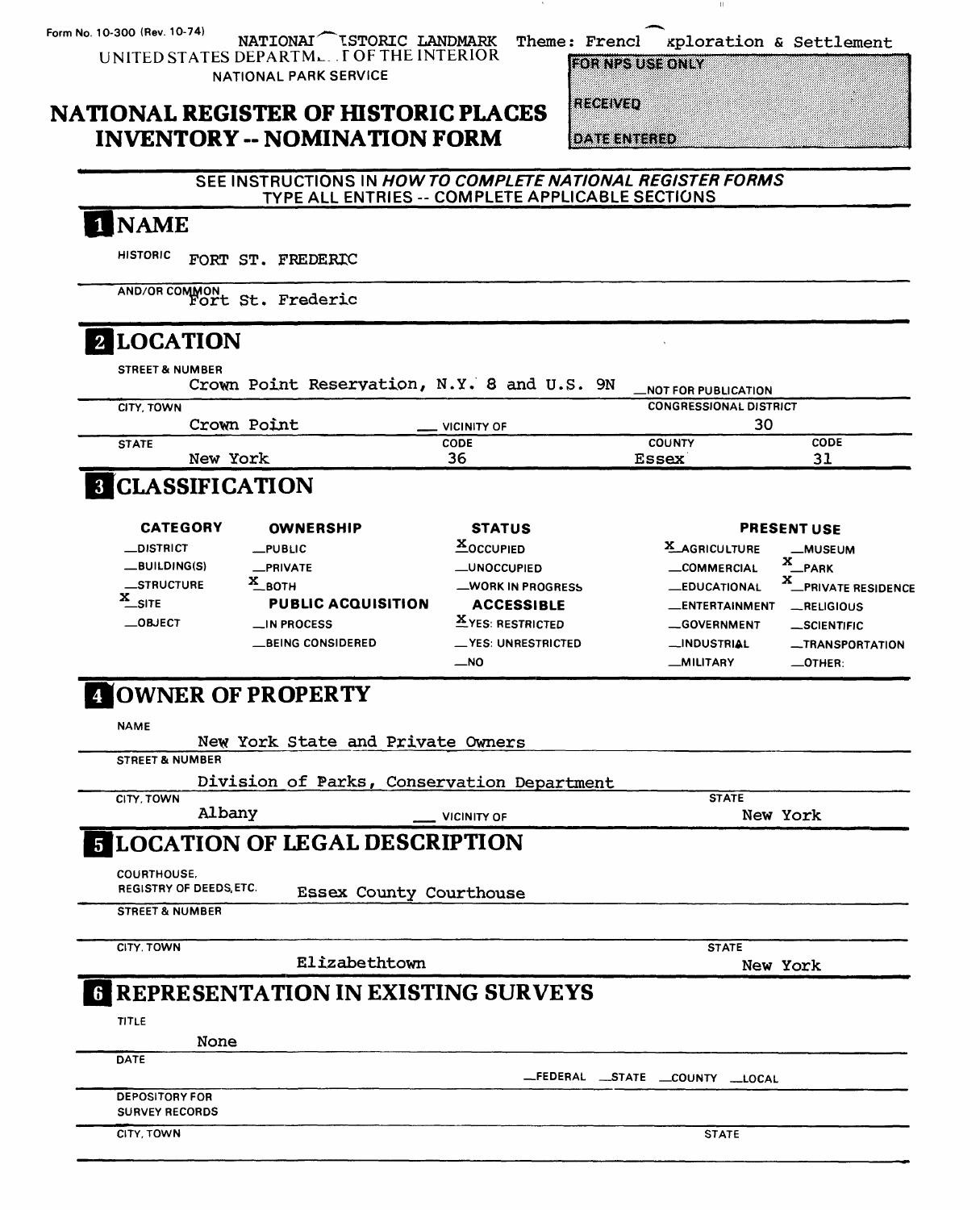Form No. 10-300 (Rev. 10-74)

NATIONAL HISTORIC LANDMARK Theme: French Exploration & Settlement

UNITED STATES DEPARTMENT OF THE INTERIOR
NATIONAL PARK SERVICE

# NATIONAL REGISTER OF HISTORIC PLACES INVENTORY -- NOMINATION FORM

FOR NPS USE ONLY

RECEIVED

DATE ENTERED

SEE INSTRUCTIONS IN *HOW TO COMPLETE NATIONAL REGISTER FORMS*
TYPE ALL ENTRIES -- COMPLETE APPLICABLE SECTIONS

## 1 NAME

HISTORIC FORT ST. FREDERIC

AND/OR COMMON Fort St. Frederic

## 2 LOCATION

STREET & NUMBER
Crown Point Reservation, N.Y. 8 and U.S. 9N __NOT FOR PUBLICATION

CITY, TOWN
Crown Point __ VICINITY OF

CONGRESSIONAL DISTRICT
30

| STATE | CODE | COUNTY | CODE |
|---|---|---|---|
| New York | 36 | Essex | 31 |

## 3 CLASSIFICATION

| CATEGORY | OWNERSHIP | STATUS | PRESENT USE | |
|---|---|---|---|---|
| __DISTRICT | __PUBLIC | X OCCUPIED | X AGRICULTURE | __MUSEUM |
| __BUILDING(S) | __PRIVATE | __UNOCCUPIED | __COMMERCIAL | X PARK |
| __STRUCTURE | X BOTH | __WORK IN PROGRESS | __EDUCATIONAL | X PRIVATE RESIDENCE |
| X SITE | **PUBLIC ACQUISITION** | **ACCESSIBLE** | __ENTERTAINMENT | __RELIGIOUS |
| __OBJECT | __IN PROCESS | X YES: RESTRICTED | __GOVERNMENT | __SCIENTIFIC |
| | __BEING CONSIDERED | __YES: UNRESTRICTED | __INDUSTRIAL | __TRANSPORTATION |
| | | __NO | __MILITARY | __OTHER: |

## 4 OWNER OF PROPERTY

NAME
New York State and Private Owners

STREET & NUMBER
Division of Parks, Conservation Department

CITY, TOWN
Albany __ VICINITY OF

STATE
New York

## 5 LOCATION OF LEGAL DESCRIPTION

COURTHOUSE, REGISTRY OF DEEDS, ETC. Essex County Courthouse

STREET & NUMBER

CITY, TOWN
Elizabethtown

STATE
New York

## 6 REPRESENTATION IN EXISTING SURVEYS

TITLE
None

DATE
__FEDERAL __STATE __COUNTY __LOCAL

DEPOSITORY FOR SURVEY RECORDS

CITY, TOWN

STATE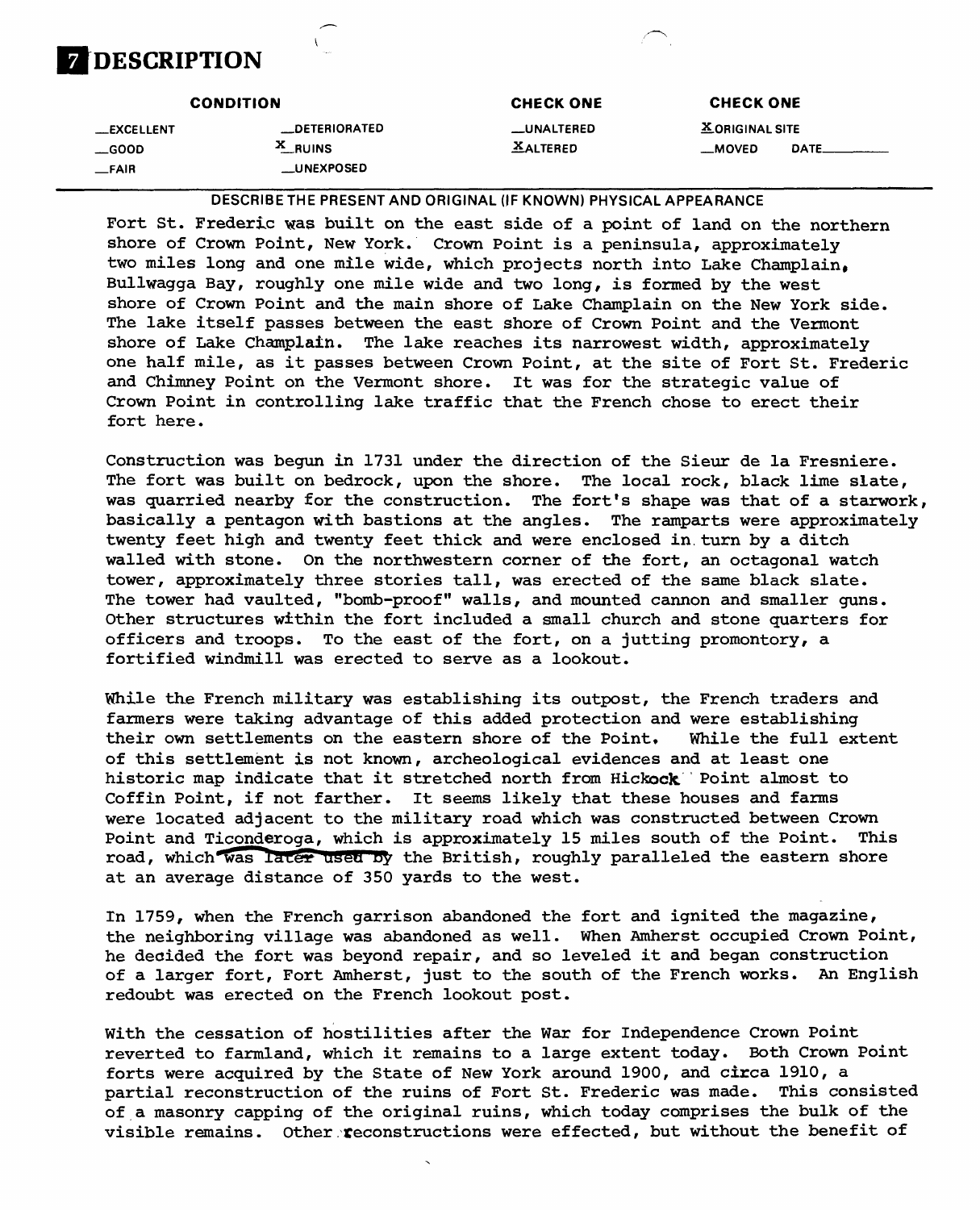# 7 DESCRIPTION

| CONDITION | | CHECK ONE | CHECK ONE |
|---|---|---|---|
| __EXCELLENT | __DETERIORATED | __UNALTERED | X ORIGINAL SITE |
| __GOOD | X RUINS | X ALTERED | __MOVED DATE______ |
| __FAIR | __UNEXPOSED | | |

DESCRIBE THE PRESENT AND ORIGINAL (IF KNOWN) PHYSICAL APPEARANCE

Fort St. Frederic was built on the east side of a point of land on the northern shore of Crown Point, New York. Crown Point is a peninsula, approximately two miles long and one mile wide, which projects north into Lake Champlain, Bullwagga Bay, roughly one mile wide and two long, is formed by the west shore of Crown Point and the main shore of Lake Champlain on the New York side. The lake itself passes between the east shore of Crown Point and the Vermont shore of Lake Champlain. The lake reaches its narrowest width, approximately one half mile, as it passes between Crown Point, at the site of Fort St. Frederic and Chimney Point on the Vermont shore. It was for the strategic value of Crown Point in controlling lake traffic that the French chose to erect their fort here.

Construction was begun in 1731 under the direction of the Sieur de la Fresniere. The fort was built on bedrock, upon the shore. The local rock, black lime slate, was quarried nearby for the construction. The fort's shape was that of a starwork, basically a pentagon with bastions at the angles. The ramparts were approximately twenty feet high and twenty feet thick and were enclosed in turn by a ditch walled with stone. On the northwestern corner of the fort, an octagonal watch tower, approximately three stories tall, was erected of the same black slate. The tower had vaulted, "bomb-proof" walls, and mounted cannon and smaller guns. Other structures within the fort included a small church and stone quarters for officers and troops. To the east of the fort, on a jutting promontory, a fortified windmill was erected to serve as a lookout.

While the French military was establishing its outpost, the French traders and farmers were taking advantage of this added protection and were establishing their own settlements on the eastern shore of the Point. While the full extent of this settlement is not known, archeological evidences and at least one historic map indicate that it stretched north from Hickock Point almost to Coffin Point, if not farther. It seems likely that these houses and farms were located adjacent to the military road which was constructed between Crown Point and Ticonderoga, which is approximately 15 miles south of the Point. This road, which was later used by the British, roughly paralleled the eastern shore at an average distance of 350 yards to the west.

In 1759, when the French garrison abandoned the fort and ignited the magazine, the neighboring village was abandoned as well. When Amherst occupied Crown Point, he decided the fort was beyond repair, and so leveled it and began construction of a larger fort, Fort Amherst, just to the south of the French works. An English redoubt was erected on the French lookout post.

With the cessation of hostilities after the War for Independence Crown Point reverted to farmland, which it remains to a large extent today. Both Crown Point forts were acquired by the State of New York around 1900, and circa 1910, a partial reconstruction of the ruins of Fort St. Frederic was made. This consisted of a masonry capping of the original ruins, which today comprises the bulk of the visible remains. Other reconstructions were effected, but without the benefit of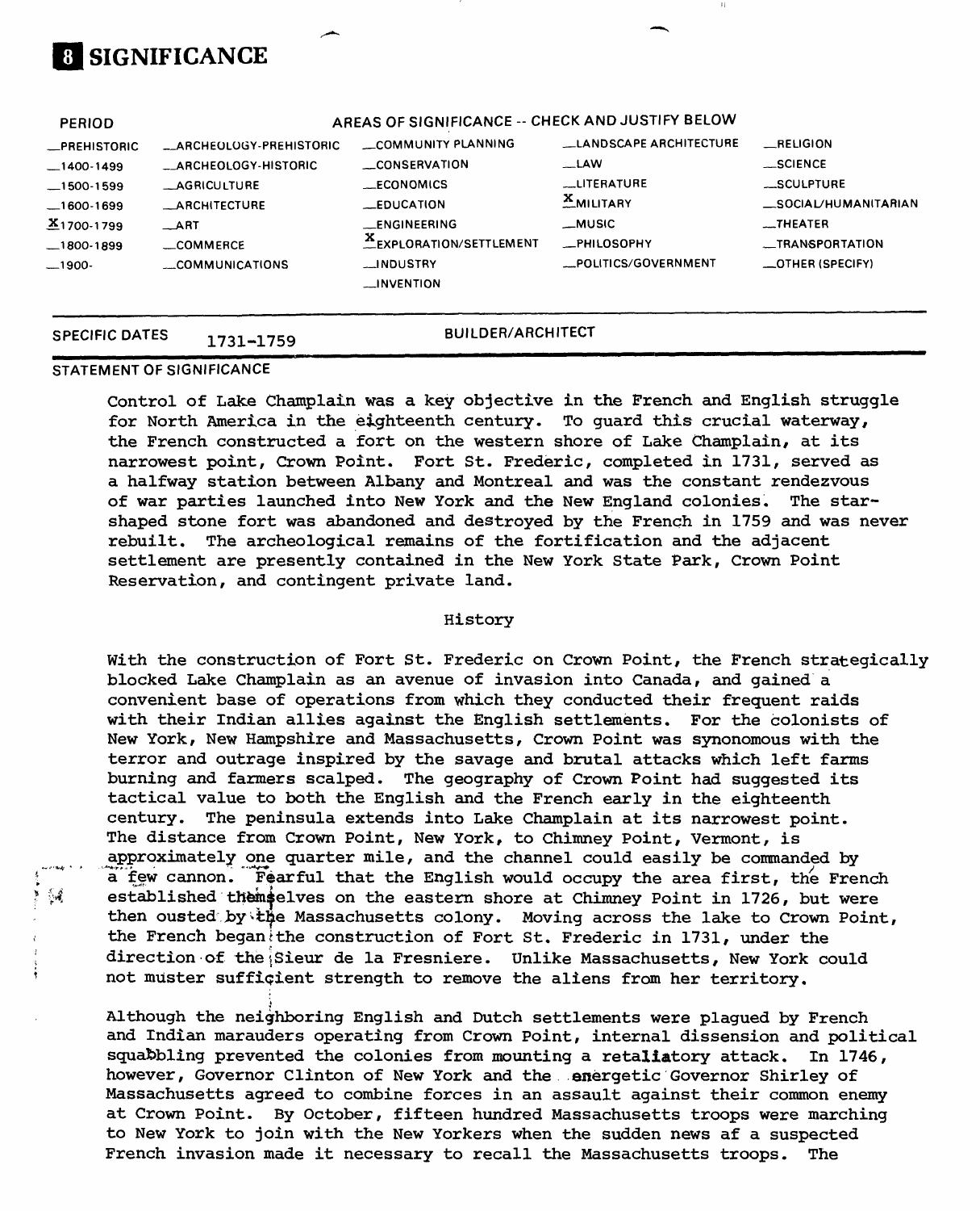## 8 SIGNIFICANCE

| PERIOD | AREAS OF SIGNIFICANCE -- CHECK AND JUSTIFY BELOW | | | |
|---|---|---|---|---|
| _PREHISTORIC | _ARCHEOLOGY-PREHISTORIC | _COMMUNITY PLANNING | _LANDSCAPE ARCHITECTURE | _RELIGION |
| _1400-1499 | _ARCHEOLOGY-HISTORIC | _CONSERVATION | _LAW | _SCIENCE |
| _1500-1599 | _AGRICULTURE | _ECONOMICS | _LITERATURE | _SCULPTURE |
| _1600-1699 | _ARCHITECTURE | _EDUCATION | X MILITARY | _SOCIAL/HUMANITARIAN |
| X 1700-1799 | _ART | _ENGINEERING | _MUSIC | _THEATER |
| _1800-1899 | _COMMERCE | X EXPLORATION/SETTLEMENT | _PHILOSOPHY | _TRANSPORTATION |
| _1900- | _COMMUNICATIONS | _INDUSTRY | _POLITICS/GOVERNMENT | _OTHER (SPECIFY) |
| | | _INVENTION | | |

SPECIFIC DATES 1731-1759 BUILDER/ARCHITECT

STATEMENT OF SIGNIFICANCE

Control of Lake Champlain was a key objective in the French and English struggle for North America in the eighteenth century. To guard this crucial waterway, the French constructed a fort on the western shore of Lake Champlain, at its narrowest point, Crown Point. Fort St. Frederic, completed in 1731, served as a halfway station between Albany and Montreal and was the constant rendezvous of war parties launched into New York and the New England colonies. The star-shaped stone fort was abandoned and destroyed by the French in 1759 and was never rebuilt. The archeological remains of the fortification and the adjacent settlement are presently contained in the New York State Park, Crown Point Reservation, and contingent private land.

History

With the construction of Fort St. Frederic on Crown Point, the French strategically blocked Lake Champlain as an avenue of invasion into Canada, and gained a convenient base of operations from which they conducted their frequent raids with their Indian allies against the English settlements. For the colonists of New York, New Hampshire and Massachusetts, Crown Point was synonomous with the terror and outrage inspired by the savage and brutal attacks which left farms burning and farmers scalped. The geography of Crown Point had suggested its tactical value to both the English and the French early in the eighteenth century. The peninsula extends into Lake Champlain at its narrowest point. The distance from Crown Point, New York, to Chimney Point, Vermont, is approximately one quarter mile, and the channel could easily be commanded by a few cannon. Fearful that the English would occupy the area first, the French established themselves on the eastern shore at Chimney Point in 1726, but were then ousted by the Massachusetts colony. Moving across the lake to Crown Point, the French began the construction of Fort St. Frederic in 1731, under the direction of the Sieur de la Fresniere. Unlike Massachusetts, New York could not muster sufficient strength to remove the aliens from her territory.

Although the neighboring English and Dutch settlements were plagued by French and Indian marauders operating from Crown Point, internal dissension and political squabbling prevented the colonies from mounting a retaliatory attack. In 1746, however, Governor Clinton of New York and the energetic Governor Shirley of Massachusetts agreed to combine forces in an assault against their common enemy at Crown Point. By October, fifteen hundred Massachusetts troops were marching to New York to join with the New Yorkers when the sudden news af a suspected French invasion made it necessary to recall the Massachusetts troops. The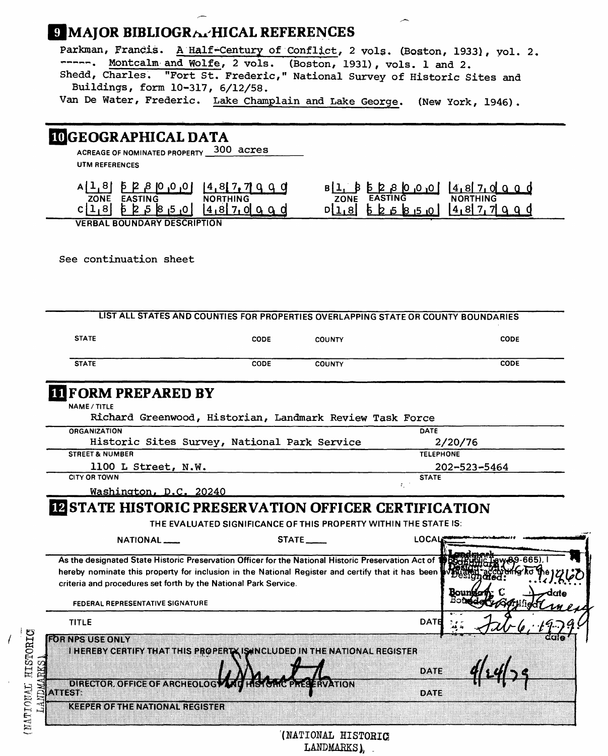## 9 MAJOR BIBLIOGRAPHICAL REFERENCES

Parkman, Francis. A Half-Century of Conflict, 2 vols. (Boston, 1933), vol. 2.
-----. Montcalm and Wolfe, 2 vols. (Boston, 1931), vols. 1 and 2.
Shedd, Charles. "Fort St. Frederic," National Survey of Historic Sites and Buildings, form 10-317, 6/12/58.
Van De Water, Frederic. Lake Champlain and Lake George. (New York, 1946).

## 10 GEOGRAPHICAL DATA

ACREAGE OF NOMINATED PROPERTY 300 acres

UTM REFERENCES

| | ZONE | EASTING | NORTHING | | ZONE | EASTING | NORTHING |
|---|---|---|---|---|---|---|---|
| A | 18 | 628000 | 4877000 | B | 18 | 628000 | 4870000 |
| C | 18 | 625850 | 4870000 | D | 18 | 625850 | 4877000 |

VERBAL BOUNDARY DESCRIPTION

See continuation sheet

LIST ALL STATES AND COUNTIES FOR PROPERTIES OVERLAPPING STATE OR COUNTY BOUNDARIES

| STATE | CODE | COUNTY | CODE |
|---|---|---|---|
| STATE | CODE | COUNTY | CODE |

## 11 FORM PREPARED BY

NAME / TITLE
Richard Greenwood, Historian, Landmark Review Task Force

ORGANIZATION
Historic Sites Survey, National Park Service

DATE
2/20/76

STREET & NUMBER
1100 L Street, N.W.

TELEPHONE
202-523-5464

CITY OR TOWN
Washington, D.C. 20240

STATE

## 12 STATE HISTORIC PRESERVATION OFFICER CERTIFICATION

THE EVALUATED SIGNIFICANCE OF THIS PROPERTY WITHIN THE STATE IS:

NATIONAL ___ STATE ___ LOCAL ___

As the designated State Historic Preservation Officer for the National Historic Preservation Act of 1966 (Public Law 89-665), I hereby nominate this property for inclusion in the National Register and certify that it has been evaluated according to the criteria and procedures set forth by the National Park Service.

Landmark Designated: 10/9/1960
Boundary Certified: [signature] date Feb 6, 1979

FEDERAL REPRESENTATIVE SIGNATURE

TITLE

DATE

FOR NPS USE ONLY
I HEREBY CERTIFY THAT THIS PROPERTY IS INCLUDED IN THE NATIONAL REGISTER

[signature] DATE 4/24/79

DIRECTOR, OFFICE OF ARCHEOLOGY AND HISTORIC PRESERVATION

ATTEST: DATE

KEEPER OF THE NATIONAL REGISTER

(NATIONAL HISTORIC LANDMARKS)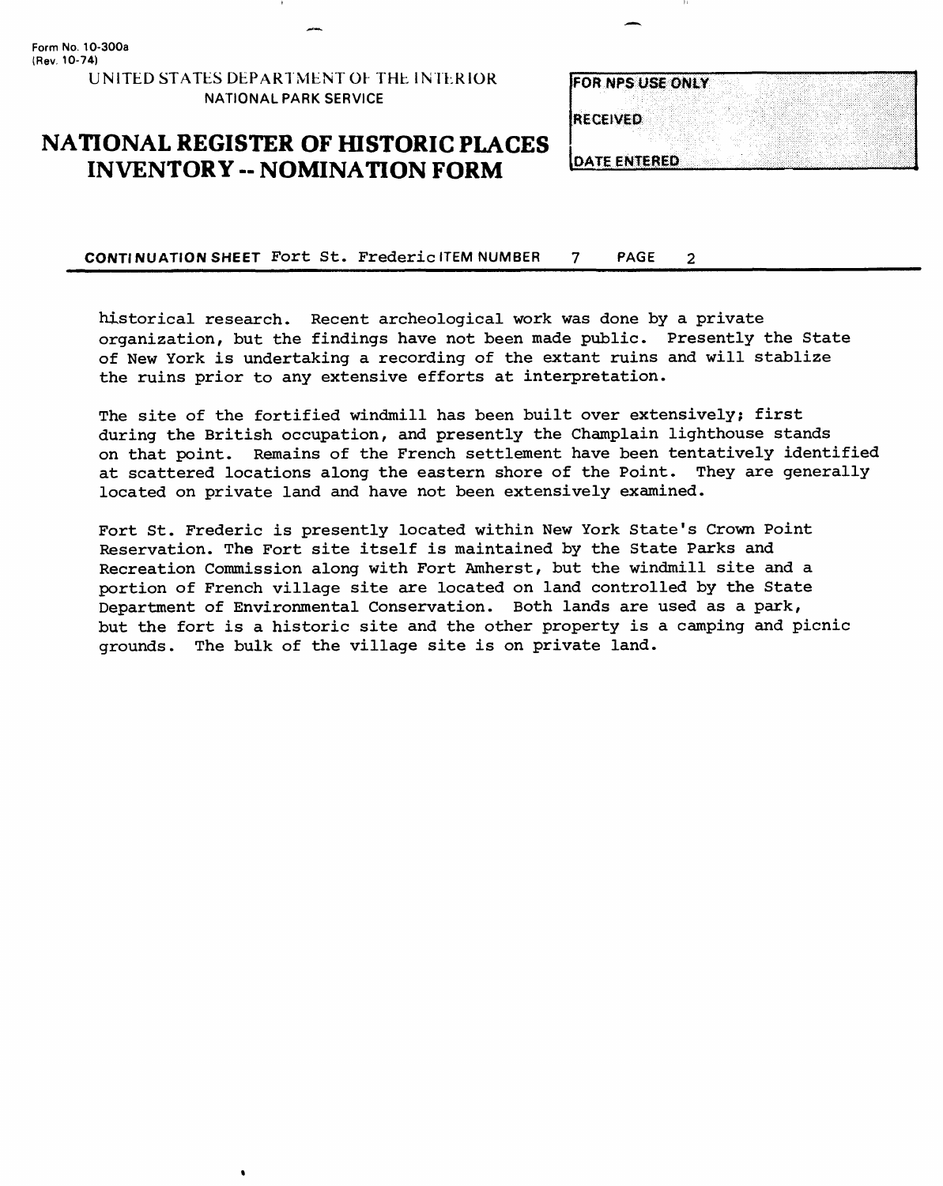**CONTINUATION SHEET** Fort St. Frederic **ITEM NUMBER** 7 **PAGE** 2

historical research. Recent archeological work was done by a private organization, but the findings have not been made public. Presently the State of New York is undertaking a recording of the extant ruins and will stablize the ruins prior to any extensive efforts at interpretation.

The site of the fortified windmill has been built over extensively; first during the British occupation, and presently the Champlain lighthouse stands on that point. Remains of the French settlement have been tentatively identified at scattered locations along the eastern shore of the Point. They are generally located on private land and have not been extensively examined.

Fort St. Frederic is presently located within New York State's Crown Point Reservation. The Fort site itself is maintained by the State Parks and Recreation Commission along with Fort Amherst, but the windmill site and a portion of French village site are located on land controlled by the State Department of Environmental Conservation. Both lands are used as a park, but the fort is a historic site and the other property is a camping and picnic grounds. The bulk of the village site is on private land.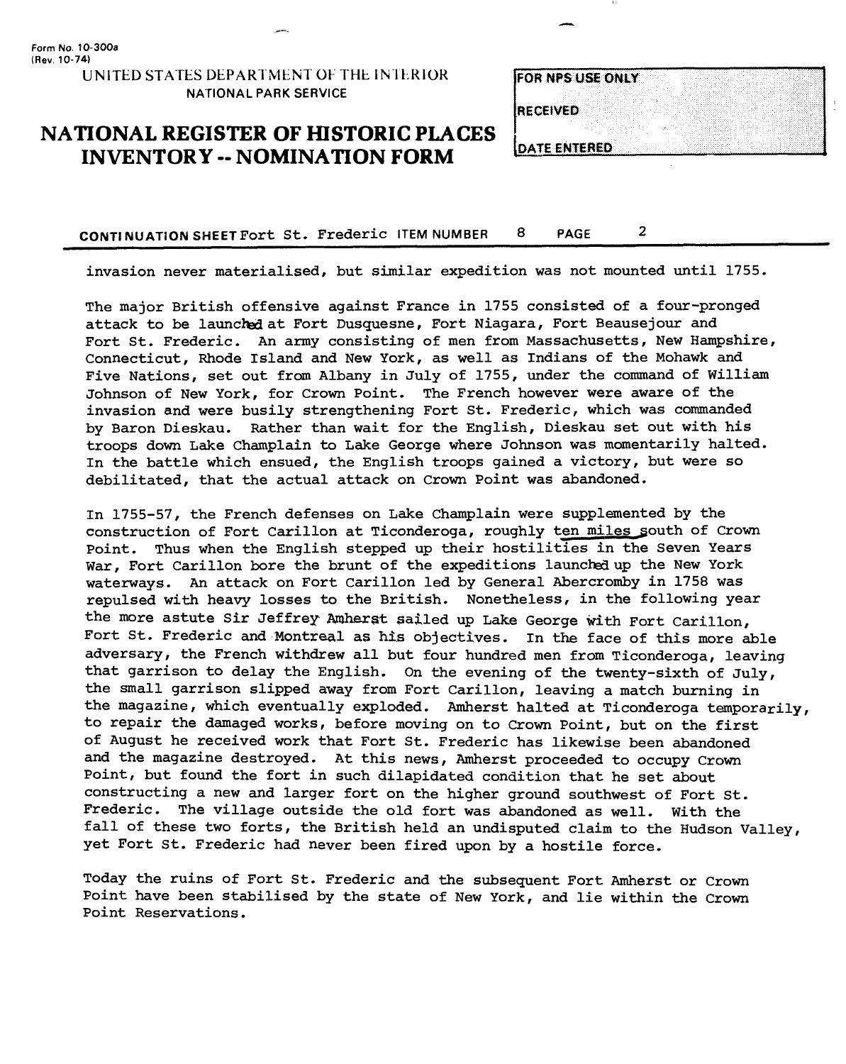Form No. 10-300a
(Rev. 10-74)

UNITED STATES DEPARTMENT OF THE INTERIOR
NATIONAL PARK SERVICE

# NATIONAL REGISTER OF HISTORIC PLACES INVENTORY -- NOMINATION FORM

| FOR NPS USE ONLY |
| --- |
| RECEIVED |
| DATE ENTERED |

**CONTINUATION SHEET** Fort St. Frederic **ITEM NUMBER** 8 **PAGE** 2

invasion never materialised, but similar expedition was not mounted until 1755.

The major British offensive against France in 1755 consisted of a four-pronged attack to be launched at Fort Dusquesne, Fort Niagara, Fort Beausejour and Fort St. Frederic. An army consisting of men from Massachusetts, New Hampshire, Connecticut, Rhode Island and New York, as well as Indians of the Mohawk and Five Nations, set out from Albany in July of 1755, under the command of William Johnson of New York, for Crown Point. The French however were aware of the invasion and were busily strengthening Fort St. Frederic, which was commanded by Baron Dieskau. Rather than wait for the English, Dieskau set out with his troops down Lake Champlain to Lake George where Johnson was momentarily halted. In the battle which ensued, the English troops gained a victory, but were so debilitated, that the actual attack on Crown Point was abandoned.

In 1755-57, the French defenses on Lake Champlain were supplemented by the construction of Fort Carillon at Ticonderoga, roughly ten miles south of Crown Point. Thus when the English stepped up their hostilities in the Seven Years War, Fort Carillon bore the brunt of the expeditions launched up the New York waterways. An attack on Fort Carillon led by General Abercromby in 1758 was repulsed with heavy losses to the British. Nonetheless, in the following year the more astute Sir Jeffrey Amherst sailed up Lake George with Fort Carillon, Fort St. Frederic and Montreal as his objectives. In the face of this more able adversary, the French withdrew all but four hundred men from Ticonderoga, leaving that garrison to delay the English. On the evening of the twenty-sixth of July, the small garrison slipped away from Fort Carillon, leaving a match burning in the magazine, which eventually exploded. Amherst halted at Ticonderoga temporarily, to repair the damaged works, before moving on to Crown Point, but on the first of August he received work that Fort St. Frederic has likewise been abandoned and the magazine destroyed. At this news, Amherst proceeded to occupy Crown Point, but found the fort in such dilapidated condition that he set about constructing a new and larger fort on the higher ground southwest of Fort St. Frederic. The village outside the old fort was abandoned as well. With the fall of these two forts, the British held an undisputed claim to the Hudson Valley, yet Fort St. Frederic had never been fired upon by a hostile force.

Today the ruins of Fort St. Frederic and the subsequent Fort Amherst or Crown Point have been stabilised by the state of New York, and lie within the Crown Point Reservations.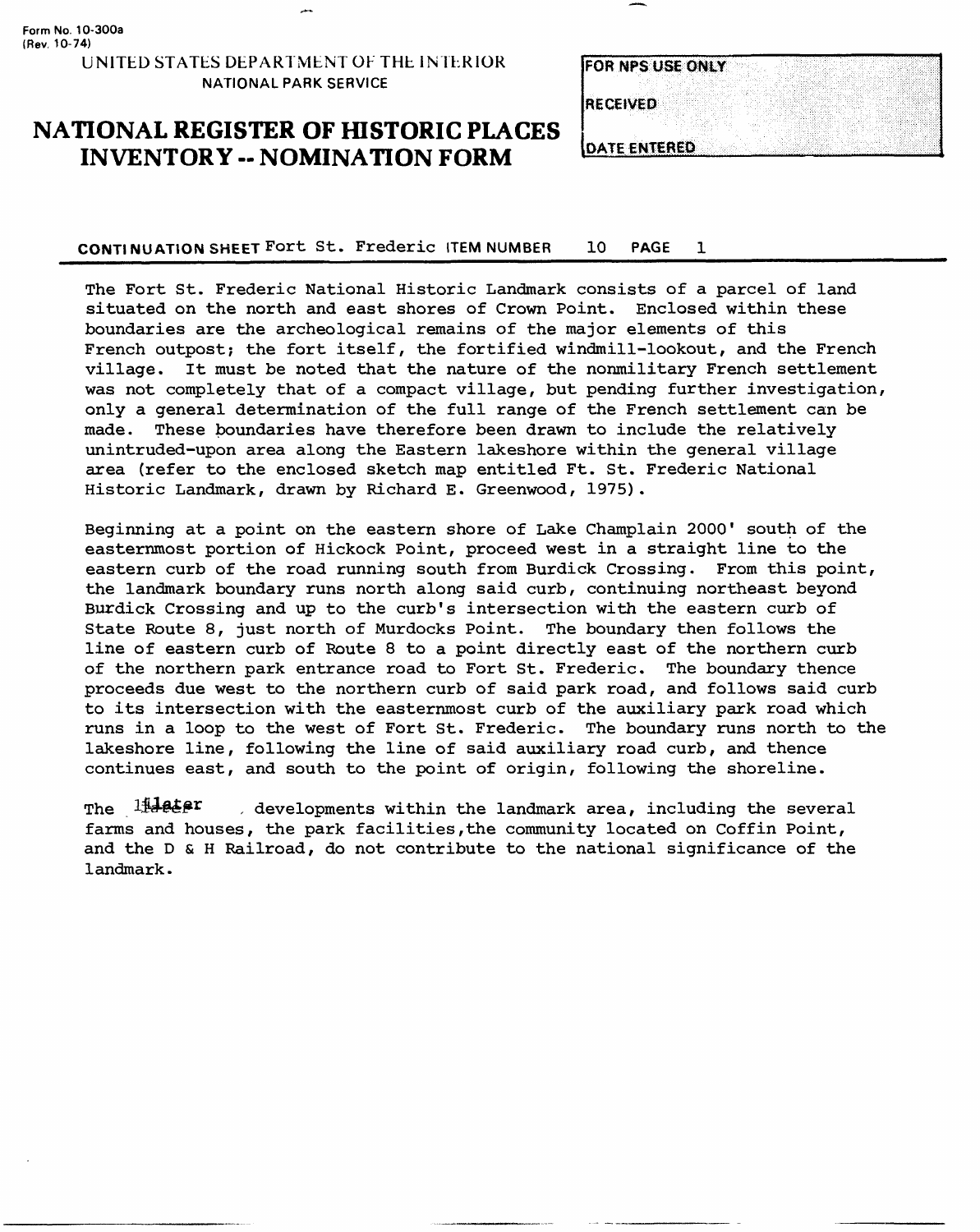Form No. 10-300a
(Rev. 10-74)

UNITED STATES DEPARTMENT OF THE INTERIOR
NATIONAL PARK SERVICE

# NATIONAL REGISTER OF HISTORIC PLACES INVENTORY -- NOMINATION FORM

| FOR NPS USE ONLY |
| --- |
| RECEIVED |
| DATE ENTERED |

**CONTINUATION SHEET** Fort St. Frederic **ITEM NUMBER** 10 **PAGE** 1

The Fort St. Frederic National Historic Landmark consists of a parcel of land situated on the north and east shores of Crown Point. Enclosed within these boundaries are the archeological remains of the major elements of this French outpost; the fort itself, the fortified windmill-lookout, and the French village. It must be noted that the nature of the nonmilitary French settlement was not completely that of a compact village, but pending further investigation, only a general determination of the full range of the French settlement can be made. These boundaries have therefore been drawn to include the relatively unintruded-upon area along the Eastern lakeshore within the general village area (refer to the enclosed sketch map entitled Ft. St. Frederic National Historic Landmark, drawn by Richard E. Greenwood, 1975).

Beginning at a point on the eastern shore of Lake Champlain 2000' south of the easternmost portion of Hickock Point, proceed west in a straight line to the eastern curb of the road running south from Burdick Crossing. From this point, the landmark boundary runs north along said curb, continuing northeast beyond Burdick Crossing and up to the curb's intersection with the eastern curb of State Route 8, just north of Murdocks Point. The boundary then follows the line of eastern curb of Route 8 to a point directly east of the northern curb of the northern park entrance road to Fort St. Frederic. The boundary thence proceeds due west to the northern curb of said park road, and follows said curb to its intersection with the easternmost curb of the auxiliary park road which runs in a loop to the west of Fort St. Frederic. The boundary runs north to the lakeshore line, following the line of said auxiliary road curb, and thence continues east, and south to the point of origin, following the shoreline.

The later developments within the landmark area, including the several farms and houses, the park facilities, the community located on Coffin Point, and the D & H Railroad, do not contribute to the national significance of the landmark.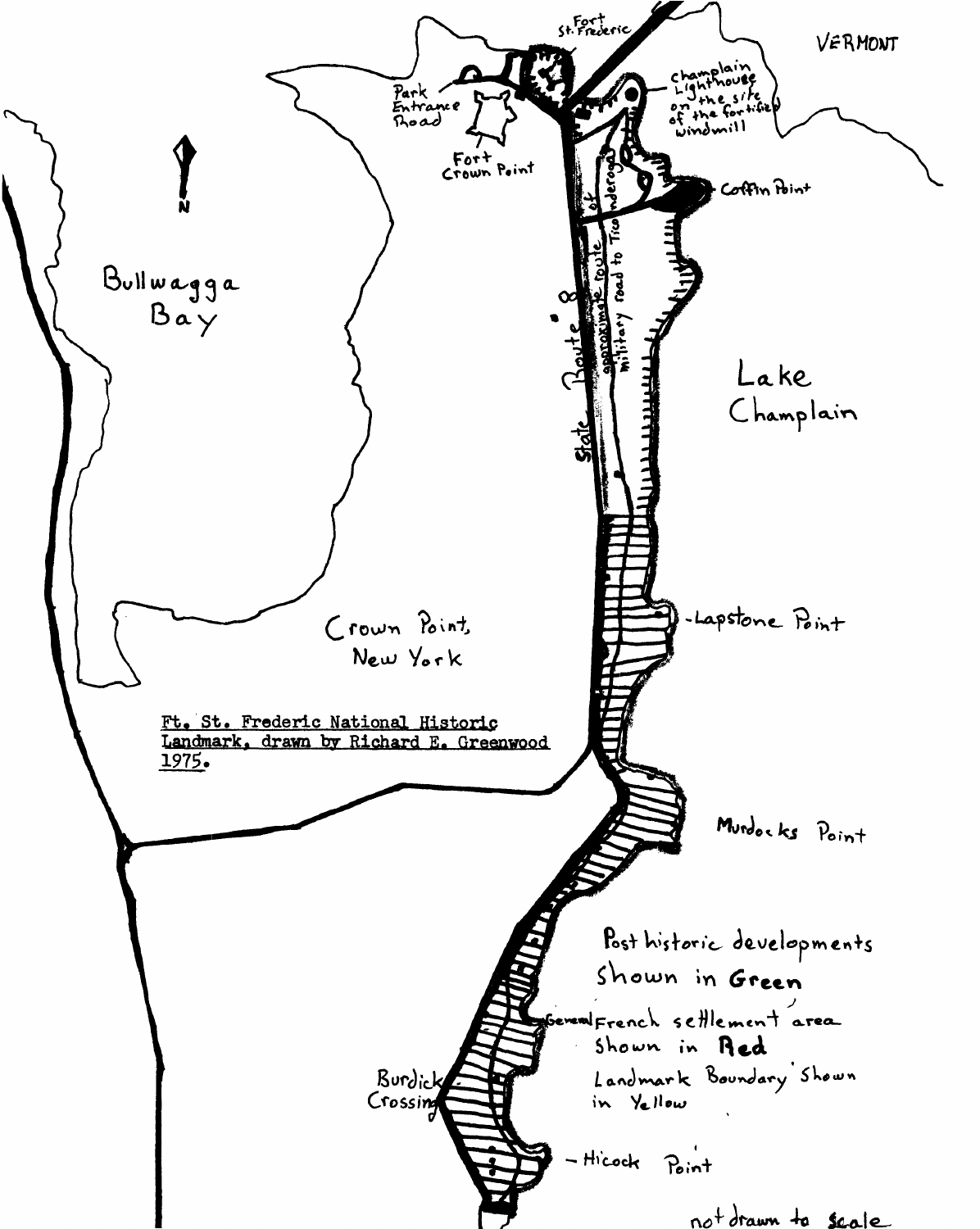Fort St. Frederic

VERMONT

Park Entrance Road

Fort Crown Point

Champlain Lighthouse on the site of the fortified windmill

Coffin Point

N

Bullwagga Bay

State Route 8

approximate route of military road to Ticonderoga

Lake Champlain

Lapstone Point

Crown Point, New York

Ft. St. Frederic National Historic Landmark, drawn by Richard E. Greenwood 1975.

Murdocks Point

Post historic developments shown in Green

General French settlement area shown in Red

Landmark Boundary Shown in Yellow

Burdick Crossing

Hicock Point

not drawn to scale